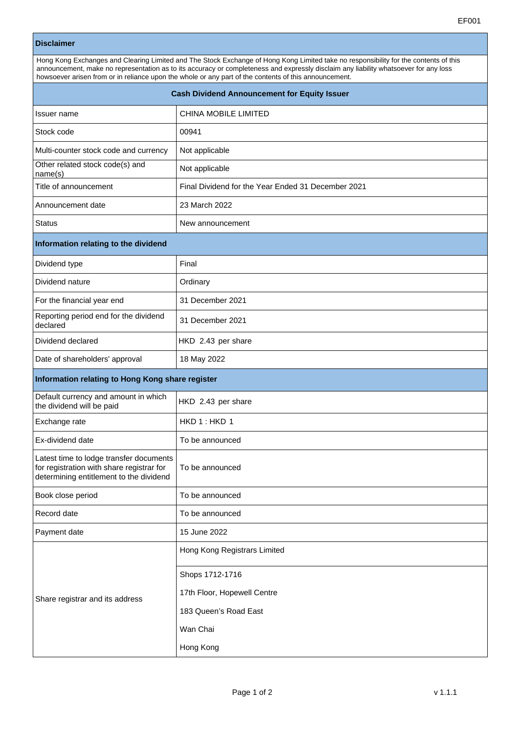## Disclaimer

Hong Kong Exchanges and Clearing Limited and The Stock Exchange of Hong Kong Limited take no responsibility for the contents of this announcement, make no representation as to its accuracy or completeness and expressly disclaim any liability whatsoever for any loss howsoever arisen from or in reliance upon the whole or any part of the contents of this announcement.

## Cash Dividend Announcement for Equity Issuer

| | |
|---|---|
| Issuer name | CHINA MOBILE LIMITED |
| Stock code | 00941 |
| Multi-counter stock code and currency | Not applicable |
| Other related stock code(s) and name(s) | Not applicable |
| Title of announcement | Final Dividend for the Year Ended 31 December 2021 |
| Announcement date | 23 March 2022 |
| Status | New announcement |

### Information relating to the dividend

| | |
|---|---|
| Dividend type | Final |
| Dividend nature | Ordinary |
| For the financial year end | 31 December 2021 |
| Reporting period end for the dividend declared | 31 December 2021 |
| Dividend declared | HKD 2.43 per share |
| Date of shareholders' approval | 18 May 2022 |

### Information relating to Hong Kong share register

| | |
|---|---|
| Default currency and amount in which the dividend will be paid | HKD 2.43 per share |
| Exchange rate | HKD 1 : HKD 1 |
| Ex-dividend date | To be announced |
| Latest time to lodge transfer documents for registration with share registrar for determining entitlement to the dividend | To be announced |
| Book close period | To be announced |
| Record date | To be announced |
| Payment date | 15 June 2022 |
| Share registrar and its address | Hong Kong Registrars Limited<br>Shops 1712-1716<br>17th Floor, Hopewell Centre<br>183 Queen's Road East<br>Wan Chai<br>Hong Kong |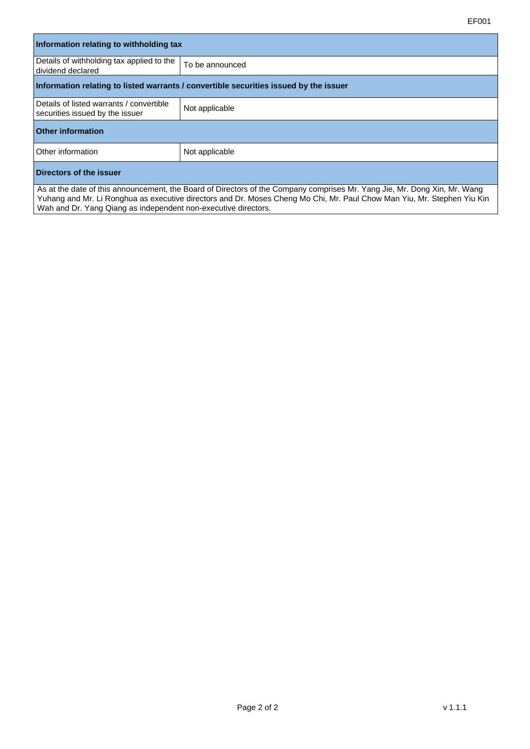| Information relating to withholding tax | |
|---|---|
| Details of withholding tax applied to the dividend declared | To be announced |

| Information relating to listed warrants / convertible securities issued by the issuer | |
|---|---|
| Details of listed warrants / convertible securities issued by the issuer | Not applicable |

| Other information | |
|---|---|
| Other information | Not applicable |

**Directors of the issuer**

As at the date of this announcement, the Board of Directors of the Company comprises Mr. Yang Jie, Mr. Dong Xin, Mr. Wang Yuhang and Mr. Li Ronghua as executive directors and Dr. Moses Cheng Mo Chi, Mr. Paul Chow Man Yiu, Mr. Stephen Yiu Kin Wah and Dr. Yang Qiang as independent non-executive directors.